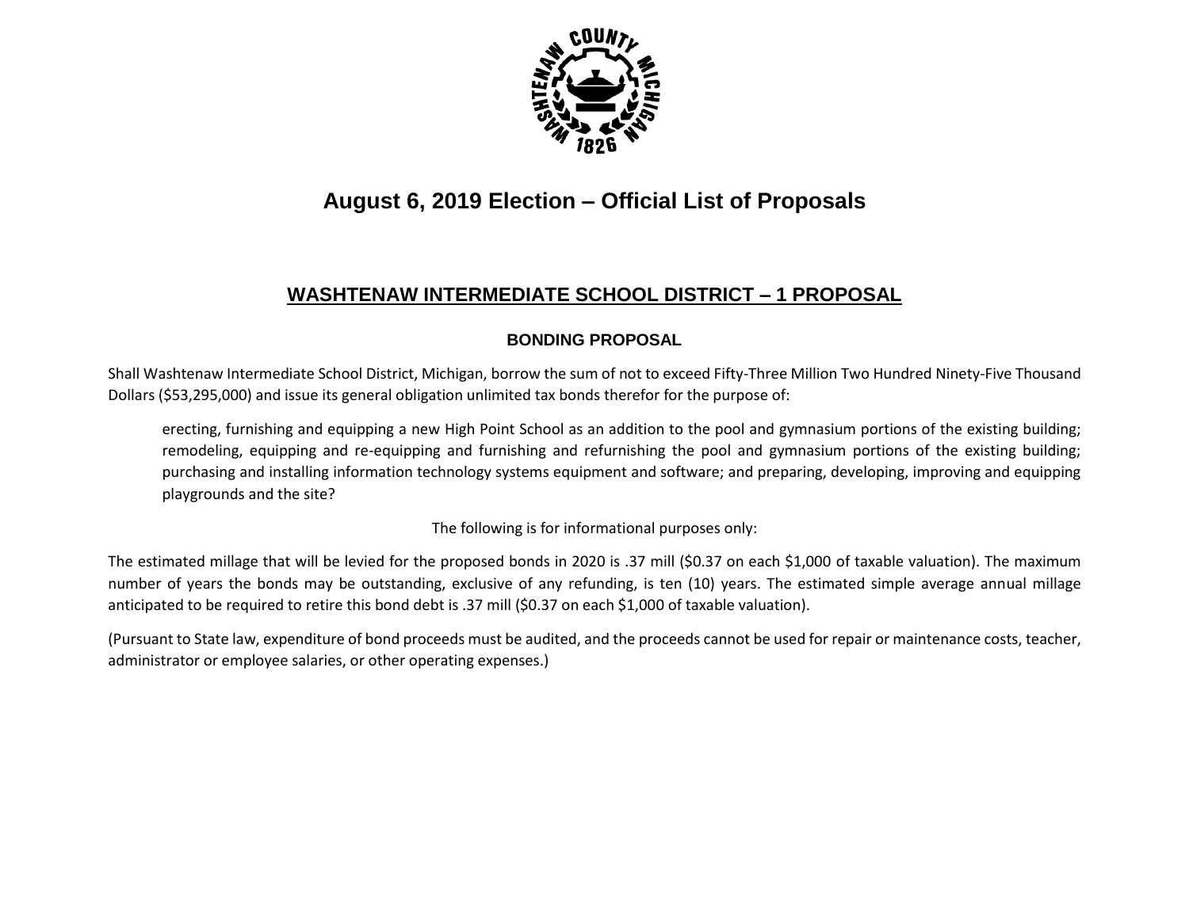# August 6, 2019 Election – Official List of Proposals

## WASHTENAW INTERMEDIATE SCHOOL DISTRICT – 1 PROPOSAL

### BONDING PROPOSAL

Shall Washtenaw Intermediate School District, Michigan, borrow the sum of not to exceed Fifty-Three Million Two Hundred Ninety-Five Thousand Dollars ($53,295,000) and issue its general obligation unlimited tax bonds therefor for the purpose of:

> erecting, furnishing and equipping a new High Point School as an addition to the pool and gymnasium portions of the existing building; remodeling, equipping and re-equipping and furnishing and refurnishing the pool and gymnasium portions of the existing building; purchasing and installing information technology systems equipment and software; and preparing, developing, improving and equipping playgrounds and the site?

The following is for informational purposes only:

The estimated millage that will be levied for the proposed bonds in 2020 is .37 mill ($0.37 on each $1,000 of taxable valuation). The maximum number of years the bonds may be outstanding, exclusive of any refunding, is ten (10) years. The estimated simple average annual millage anticipated to be required to retire this bond debt is .37 mill ($0.37 on each $1,000 of taxable valuation).

(Pursuant to State law, expenditure of bond proceeds must be audited, and the proceeds cannot be used for repair or maintenance costs, teacher, administrator or employee salaries, or other operating expenses.)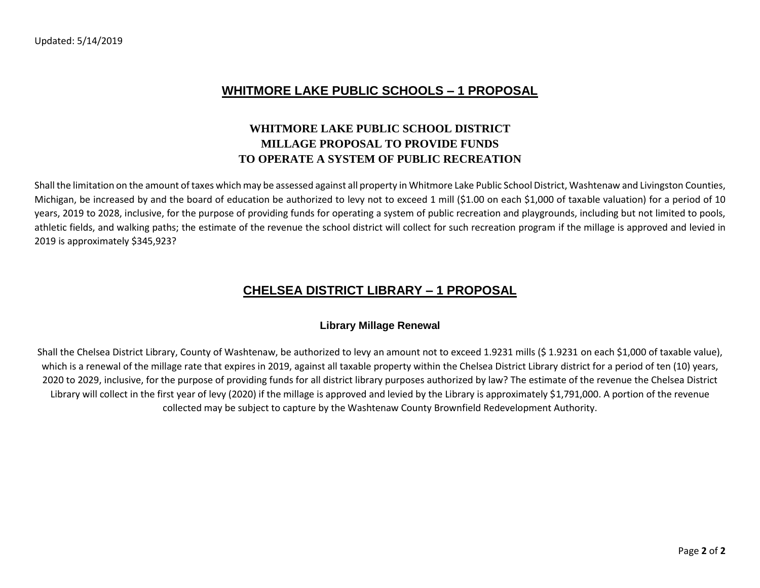Updated: 5/14/2019

## WHITMORE LAKE PUBLIC SCHOOLS – 1 PROPOSAL

### WHITMORE LAKE PUBLIC SCHOOL DISTRICT
### MILLAGE PROPOSAL TO PROVIDE FUNDS
### TO OPERATE A SYSTEM OF PUBLIC RECREATION

Shall the limitation on the amount of taxes which may be assessed against all property in Whitmore Lake Public School District, Washtenaw and Livingston Counties, Michigan, be increased by and the board of education be authorized to levy not to exceed 1 mill ($1.00 on each $1,000 of taxable valuation) for a period of 10 years, 2019 to 2028, inclusive, for the purpose of providing funds for operating a system of public recreation and playgrounds, including but not limited to pools, athletic fields, and walking paths; the estimate of the revenue the school district will collect for such recreation program if the millage is approved and levied in 2019 is approximately $345,923?

## CHELSEA DISTRICT LIBRARY – 1 PROPOSAL

### Library Millage Renewal

Shall the Chelsea District Library, County of Washtenaw, be authorized to levy an amount not to exceed 1.9231 mills ($ 1.9231 on each $1,000 of taxable value), which is a renewal of the millage rate that expires in 2019, against all taxable property within the Chelsea District Library district for a period of ten (10) years, 2020 to 2029, inclusive, for the purpose of providing funds for all district library purposes authorized by law? The estimate of the revenue the Chelsea District Library will collect in the first year of levy (2020) if the millage is approved and levied by the Library is approximately $1,791,000. A portion of the revenue collected may be subject to capture by the Washtenaw County Brownfield Redevelopment Authority.